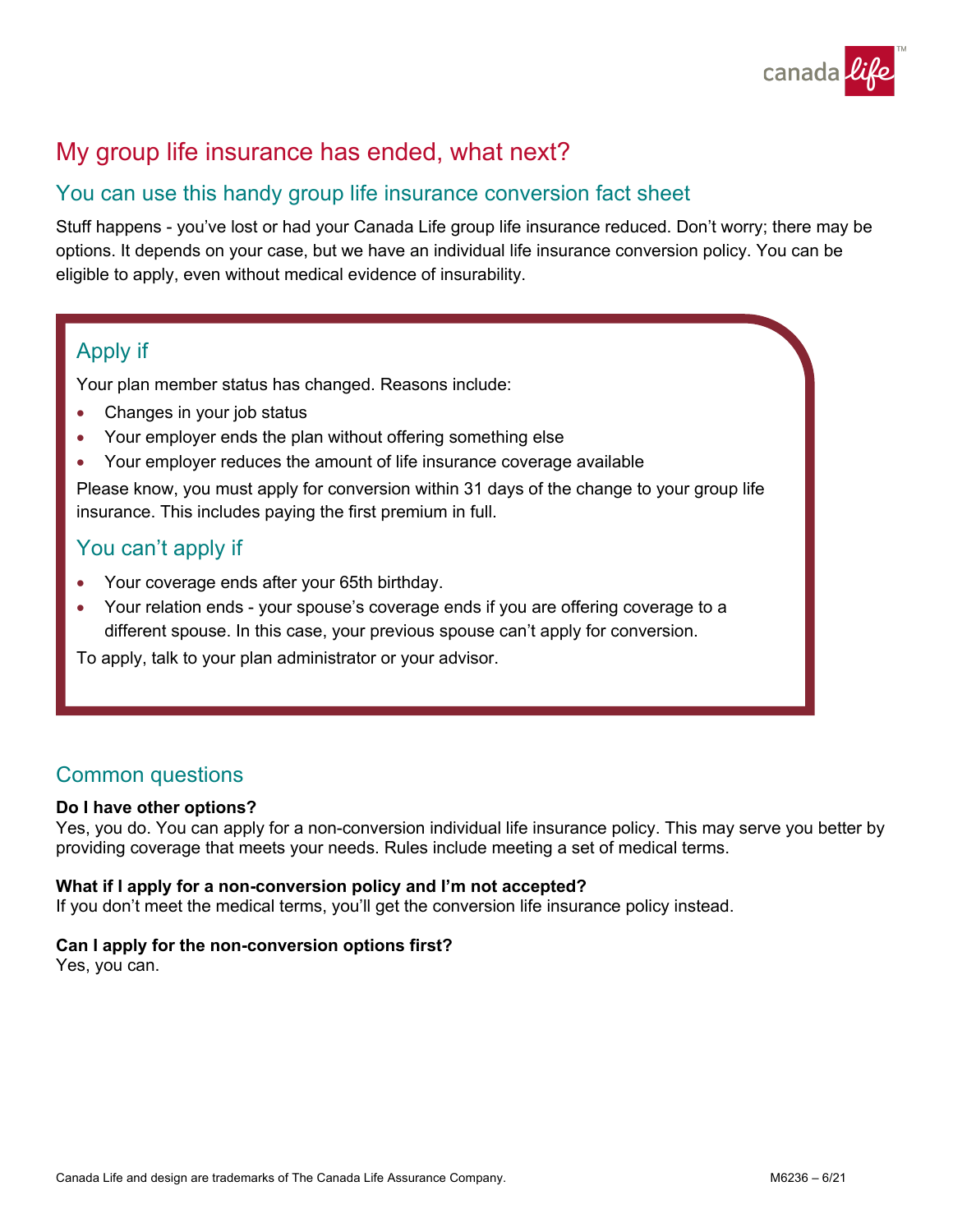# My group life insurance has ended, what next?

## You can use this handy group life insurance conversion fact sheet

Stuff happens - you've lost or had your Canada Life group life insurance reduced. Don't worry; there may be options. It depends on your case, but we have an individual life insurance conversion policy. You can be eligible to apply, even without medical evidence of insurability.

### Apply if

Your plan member status has changed. Reasons include:

- Changes in your job status
- Your employer ends the plan without offering something else
- Your employer reduces the amount of life insurance coverage available

Please know, you must apply for conversion within 31 days of the change to your group life insurance. This includes paying the first premium in full.

### You can't apply if

- Your coverage ends after your 65th birthday.
- Your relation ends - your spouse's coverage ends if you are offering coverage to a different spouse. In this case, your previous spouse can't apply for conversion.

To apply, talk to your plan administrator or your advisor.

## Common questions

**Do I have other options?**
Yes, you do. You can apply for a non-conversion individual life insurance policy. This may serve you better by providing coverage that meets your needs. Rules include meeting a set of medical terms.

**What if I apply for a non-conversion policy and I'm not accepted?**
If you don't meet the medical terms, you'll get the conversion life insurance policy instead.

**Can I apply for the non-conversion options first?**
Yes, you can.

Canada Life and design are trademarks of The Canada Life Assurance Company.

M6236 – 6/21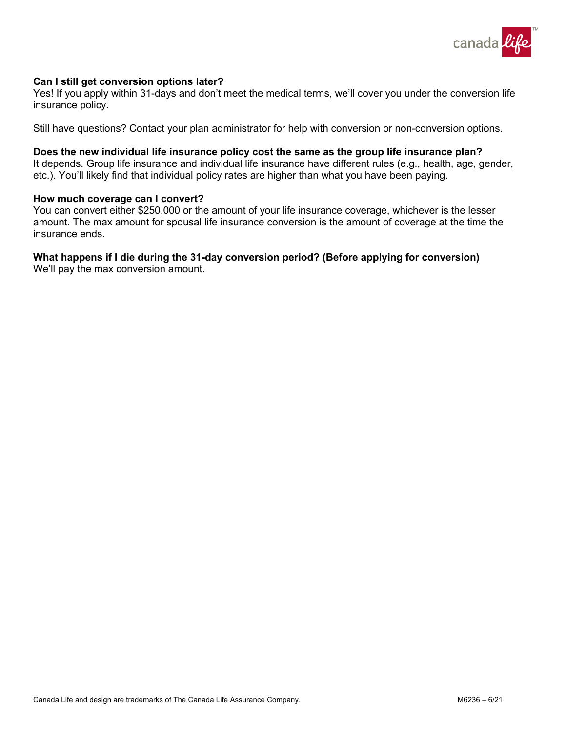**Can I still get conversion options later?**
Yes! If you apply within 31-days and don't meet the medical terms, we'll cover you under the conversion life insurance policy.

Still have questions? Contact your plan administrator for help with conversion or non-conversion options.

**Does the new individual life insurance policy cost the same as the group life insurance plan?**
It depends. Group life insurance and individual life insurance have different rules (e.g., health, age, gender, etc.). You'll likely find that individual policy rates are higher than what you have been paying.

**How much coverage can I convert?**
You can convert either $250,000 or the amount of your life insurance coverage, whichever is the lesser amount. The max amount for spousal life insurance conversion is the amount of coverage at the time the insurance ends.

**What happens if I die during the 31-day conversion period? (Before applying for conversion)**
We'll pay the max conversion amount.

Canada Life and design are trademarks of The Canada Life Assurance Company.

M6236 – 6/21